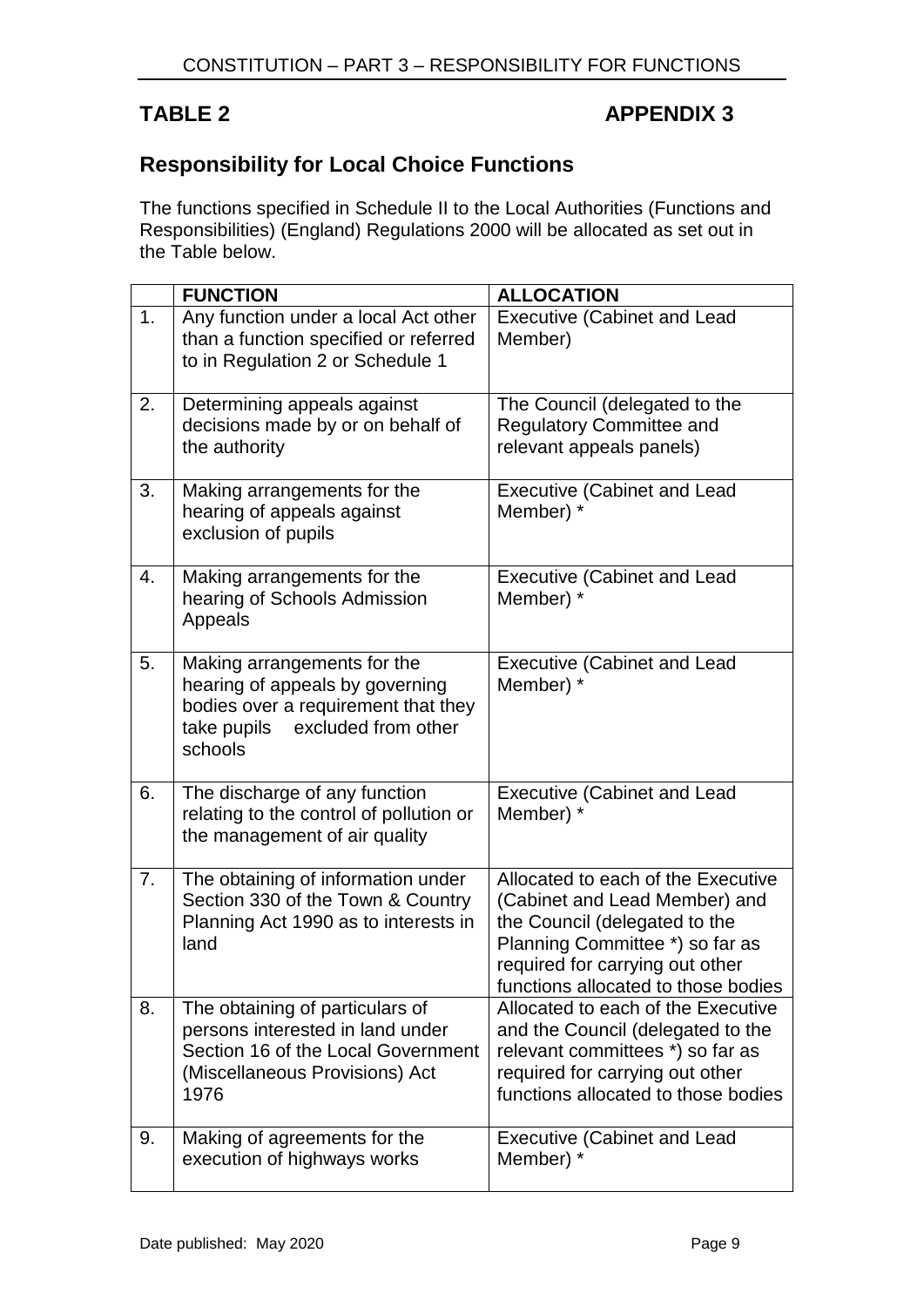## TABLE 2 APPENDIX 3

## Responsibility for Local Choice Functions

The functions specified in Schedule II to the Local Authorities (Functions and Responsibilities) (England) Regulations 2000 will be allocated as set out in the Table below.

| | FUNCTION | ALLOCATION |
|---|---|---|
| 1. | Any function under a local Act other than a function specified or referred to in Regulation 2 or Schedule 1 | Executive (Cabinet and Lead Member) |
| 2. | Determining appeals against decisions made by or on behalf of the authority | The Council (delegated to the Regulatory Committee and relevant appeals panels) |
| 3. | Making arrangements for the hearing of appeals against exclusion of pupils | Executive (Cabinet and Lead Member) * |
| 4. | Making arrangements for the hearing of Schools Admission Appeals | Executive (Cabinet and Lead Member) * |
| 5. | Making arrangements for the hearing of appeals by governing bodies over a requirement that they take pupils excluded from other schools | Executive (Cabinet and Lead Member) * |
| 6. | The discharge of any function relating to the control of pollution or the management of air quality | Executive (Cabinet and Lead Member) * |
| 7. | The obtaining of information under Section 330 of the Town & Country Planning Act 1990 as to interests in land | Allocated to each of the Executive (Cabinet and Lead Member) and the Council (delegated to the Planning Committee *) so far as required for carrying out other functions allocated to those bodies |
| 8. | The obtaining of particulars of persons interested in land under Section 16 of the Local Government (Miscellaneous Provisions) Act 1976 | Allocated to each of the Executive and the Council (delegated to the relevant committees *) so far as required for carrying out other functions allocated to those bodies |
| 9. | Making of agreements for the execution of highways works | Executive (Cabinet and Lead Member) * |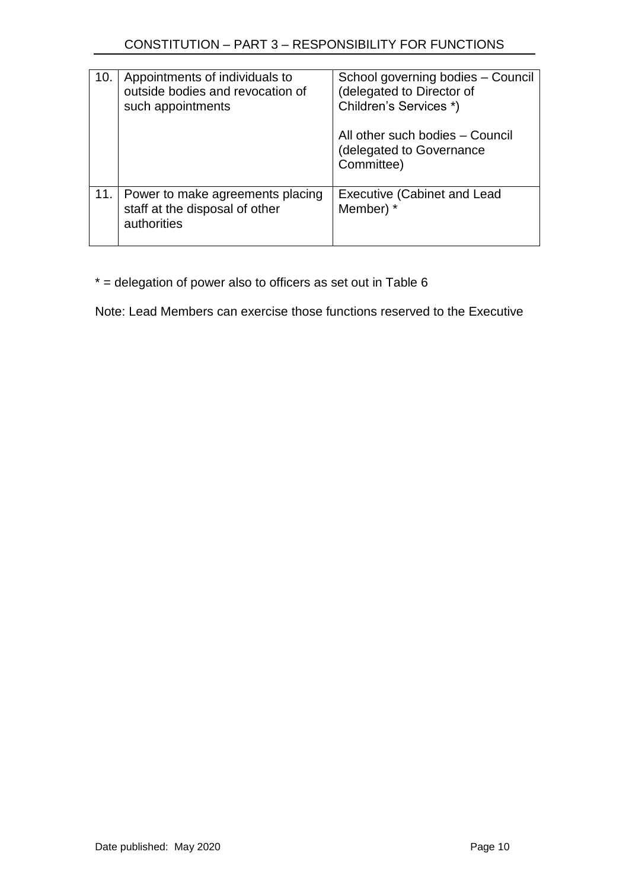| | | |
|---|---|---|
| 10. | Appointments of individuals to outside bodies and revocation of such appointments | School governing bodies – Council (delegated to Director of Children's Services *)<br><br>All other such bodies – Council (delegated to Governance Committee) |
| 11. | Power to make agreements placing staff at the disposal of other authorities | Executive (Cabinet and Lead Member) * |

* = delegation of power also to officers as set out in Table 6

Note: Lead Members can exercise those functions reserved to the Executive